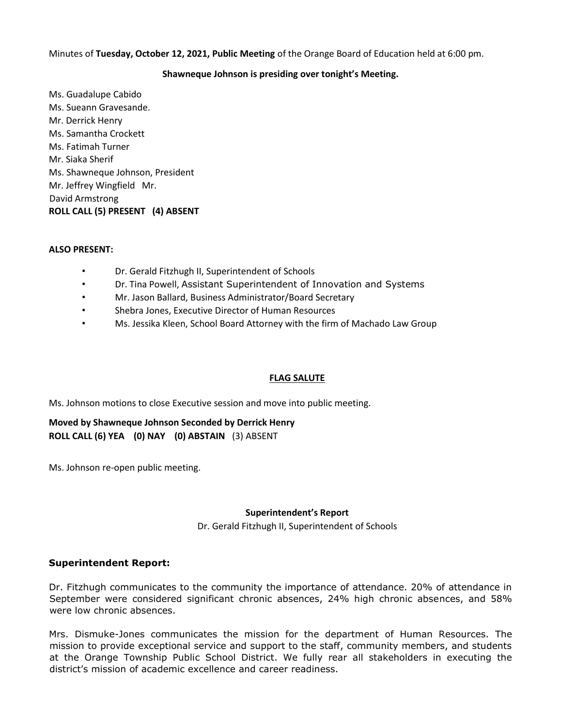Minutes of **Tuesday, October 12, 2021, Public Meeting** of the Orange Board of Education held at 6:00 pm.

**Shawneque Johnson is presiding over tonight's Meeting.**

Ms. Guadalupe Cabido
Ms. Sueann Gravesande.
Mr. Derrick Henry
Ms. Samantha Crockett
Ms. Fatimah Turner
Mr. Siaka Sherif
Ms. Shawneque Johnson, President
Mr. Jeffrey Wingfield Mr.
David Armstrong
**ROLL CALL (5) PRESENT (4) ABSENT**

**ALSO PRESENT:**

- Dr. Gerald Fitzhugh II, Superintendent of Schools
- Dr. Tina Powell, Assistant Superintendent of Innovation and Systems
- Mr. Jason Ballard, Business Administrator/Board Secretary
- Shebra Jones, Executive Director of Human Resources
- Ms. Jessika Kleen, School Board Attorney with the firm of Machado Law Group

**FLAG SALUTE**

Ms. Johnson motions to close Executive session and move into public meeting.

**Moved by Shawneque Johnson Seconded by Derrick Henry**
**ROLL CALL (6) YEA (0) NAY (0) ABSTAIN** (3) ABSENT

Ms. Johnson re-open public meeting.

**Superintendent's Report**

Dr. Gerald Fitzhugh II, Superintendent of Schools

## Superintendent Report:

Dr. Fitzhugh communicates to the community the importance of attendance. 20% of attendance in September were considered significant chronic absences, 24% high chronic absences, and 58% were low chronic absences.

Mrs. Dismuke-Jones communicates the mission for the department of Human Resources. The mission to provide exceptional service and support to the staff, community members, and students at the Orange Township Public School District. We fully rear all stakeholders in executing the district's mission of academic excellence and career readiness.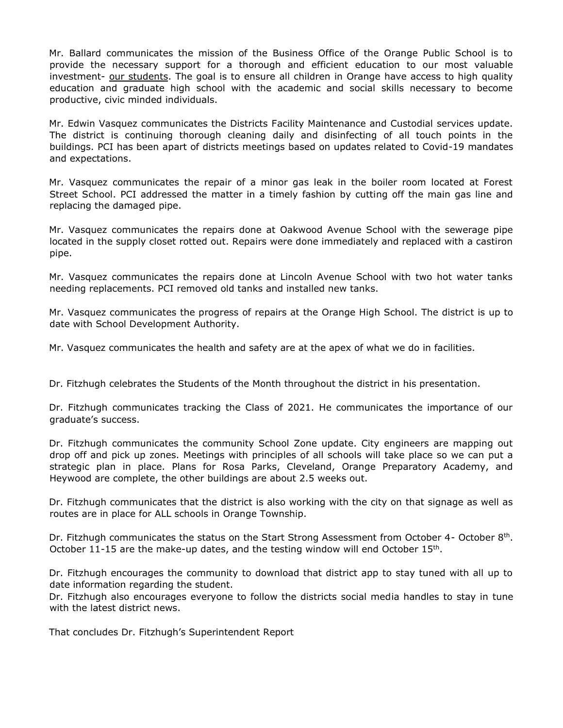Mr. Ballard communicates the mission of the Business Office of the Orange Public School is to provide the necessary support for a thorough and efficient education to our most valuable investment- our students. The goal is to ensure all children in Orange have access to high quality education and graduate high school with the academic and social skills necessary to become productive, civic minded individuals.

Mr. Edwin Vasquez communicates the Districts Facility Maintenance and Custodial services update. The district is continuing thorough cleaning daily and disinfecting of all touch points in the buildings. PCI has been apart of districts meetings based on updates related to Covid-19 mandates and expectations.

Mr. Vasquez communicates the repair of a minor gas leak in the boiler room located at Forest Street School. PCI addressed the matter in a timely fashion by cutting off the main gas line and replacing the damaged pipe.

Mr. Vasquez communicates the repairs done at Oakwood Avenue School with the sewerage pipe located in the supply closet rotted out. Repairs were done immediately and replaced with a castiron pipe.

Mr. Vasquez communicates the repairs done at Lincoln Avenue School with two hot water tanks needing replacements. PCI removed old tanks and installed new tanks.

Mr. Vasquez communicates the progress of repairs at the Orange High School. The district is up to date with School Development Authority.

Mr. Vasquez communicates the health and safety are at the apex of what we do in facilities.

Dr. Fitzhugh celebrates the Students of the Month throughout the district in his presentation.

Dr. Fitzhugh communicates tracking the Class of 2021. He communicates the importance of our graduate's success.

Dr. Fitzhugh communicates the community School Zone update. City engineers are mapping out drop off and pick up zones. Meetings with principles of all schools will take place so we can put a strategic plan in place. Plans for Rosa Parks, Cleveland, Orange Preparatory Academy, and Heywood are complete, the other buildings are about 2.5 weeks out.

Dr. Fitzhugh communicates that the district is also working with the city on that signage as well as routes are in place for ALL schools in Orange Township.

Dr. Fitzhugh communicates the status on the Start Strong Assessment from October 4- October 8th. October 11-15 are the make-up dates, and the testing window will end October 15th.

Dr. Fitzhugh encourages the community to download that district app to stay tuned with all up to date information regarding the student.
Dr. Fitzhugh also encourages everyone to follow the districts social media handles to stay in tune with the latest district news.

That concludes Dr. Fitzhugh's Superintendent Report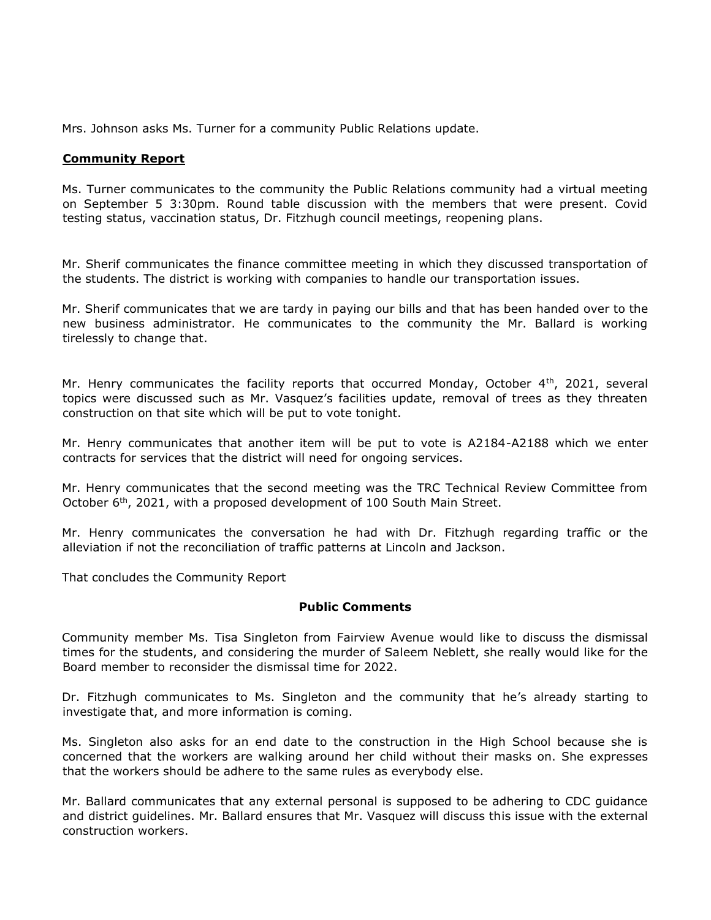Mrs. Johnson asks Ms. Turner for a community Public Relations update.

**Community Report**

Ms. Turner communicates to the community the Public Relations community had a virtual meeting on September 5 3:30pm. Round table discussion with the members that were present. Covid testing status, vaccination status, Dr. Fitzhugh council meetings, reopening plans.

Mr. Sherif communicates the finance committee meeting in which they discussed transportation of the students. The district is working with companies to handle our transportation issues.

Mr. Sherif communicates that we are tardy in paying our bills and that has been handed over to the new business administrator. He communicates to the community the Mr. Ballard is working tirelessly to change that.

Mr. Henry communicates the facility reports that occurred Monday, October 4th, 2021, several topics were discussed such as Mr. Vasquez's facilities update, removal of trees as they threaten construction on that site which will be put to vote tonight.

Mr. Henry communicates that another item will be put to vote is A2184-A2188 which we enter contracts for services that the district will need for ongoing services.

Mr. Henry communicates that the second meeting was the TRC Technical Review Committee from October 6th, 2021, with a proposed development of 100 South Main Street.

Mr. Henry communicates the conversation he had with Dr. Fitzhugh regarding traffic or the alleviation if not the reconciliation of traffic patterns at Lincoln and Jackson.

That concludes the Community Report

**Public Comments**

Community member Ms. Tisa Singleton from Fairview Avenue would like to discuss the dismissal times for the students, and considering the murder of Saleem Neblett, she really would like for the Board member to reconsider the dismissal time for 2022.

Dr. Fitzhugh communicates to Ms. Singleton and the community that he's already starting to investigate that, and more information is coming.

Ms. Singleton also asks for an end date to the construction in the High School because she is concerned that the workers are walking around her child without their masks on. She expresses that the workers should be adhere to the same rules as everybody else.

Mr. Ballard communicates that any external personal is supposed to be adhering to CDC guidance and district guidelines. Mr. Ballard ensures that Mr. Vasquez will discuss this issue with the external construction workers.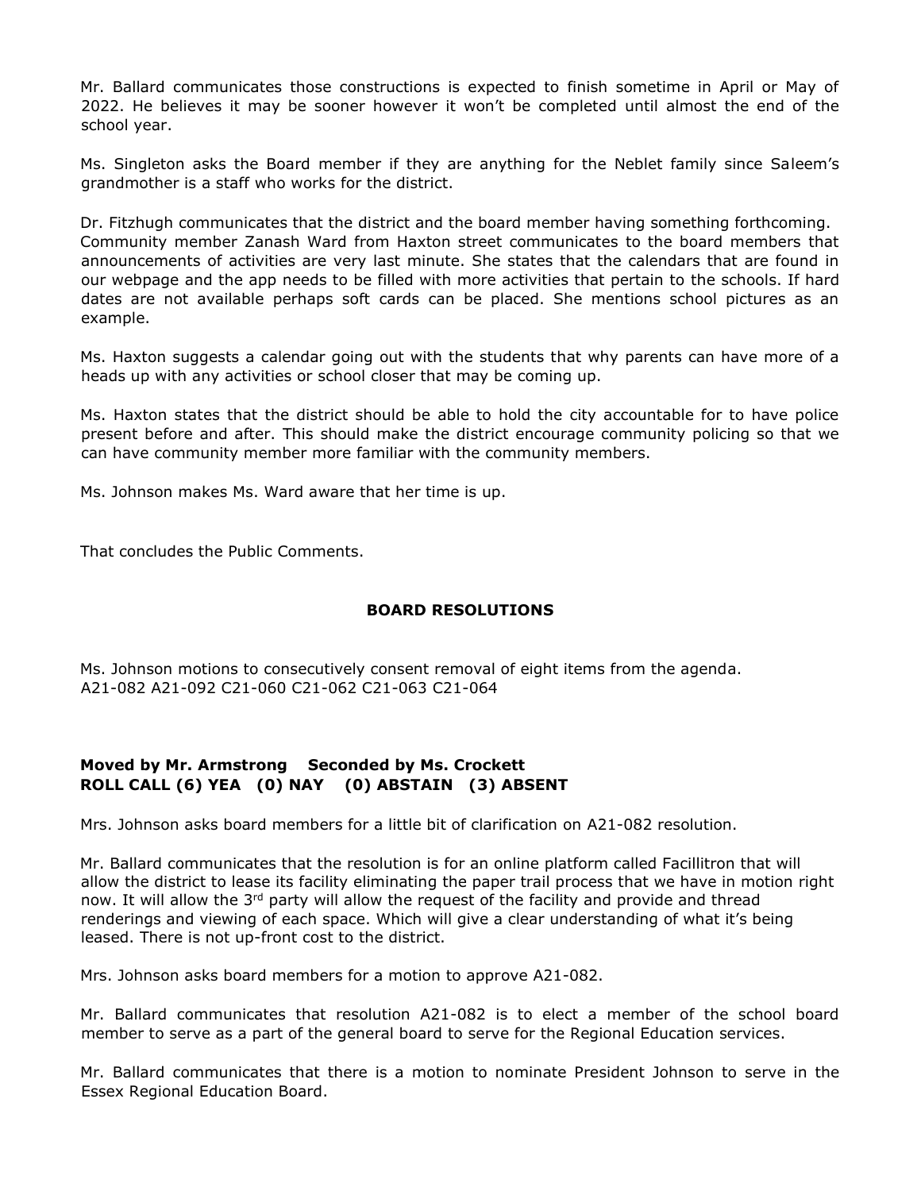Mr. Ballard communicates those constructions is expected to finish sometime in April or May of 2022. He believes it may be sooner however it won't be completed until almost the end of the school year.

Ms. Singleton asks the Board member if they are anything for the Neblet family since Saleem's grandmother is a staff who works for the district.

Dr. Fitzhugh communicates that the district and the board member having something forthcoming. Community member Zanash Ward from Haxton street communicates to the board members that announcements of activities are very last minute. She states that the calendars that are found in our webpage and the app needs to be filled with more activities that pertain to the schools. If hard dates are not available perhaps soft cards can be placed. She mentions school pictures as an example.

Ms. Haxton suggests a calendar going out with the students that why parents can have more of a heads up with any activities or school closer that may be coming up.

Ms. Haxton states that the district should be able to hold the city accountable for to have police present before and after. This should make the district encourage community policing so that we can have community member more familiar with the community members.

Ms. Johnson makes Ms. Ward aware that her time is up.

That concludes the Public Comments.

## BOARD RESOLUTIONS

Ms. Johnson motions to consecutively consent removal of eight items from the agenda. A21-082 A21-092 C21-060 C21-062 C21-063 C21-064

**Moved by Mr. Armstrong Seconded by Ms. Crockett**
**ROLL CALL (6) YEA (0) NAY (0) ABSTAIN (3) ABSENT**

Mrs. Johnson asks board members for a little bit of clarification on A21-082 resolution.

Mr. Ballard communicates that the resolution is for an online platform called Facillitron that will allow the district to lease its facility eliminating the paper trail process that we have in motion right now. It will allow the 3rd party will allow the request of the facility and provide and thread renderings and viewing of each space. Which will give a clear understanding of what it's being leased. There is not up-front cost to the district.

Mrs. Johnson asks board members for a motion to approve A21-082.

Mr. Ballard communicates that resolution A21-082 is to elect a member of the school board member to serve as a part of the general board to serve for the Regional Education services.

Mr. Ballard communicates that there is a motion to nominate President Johnson to serve in the Essex Regional Education Board.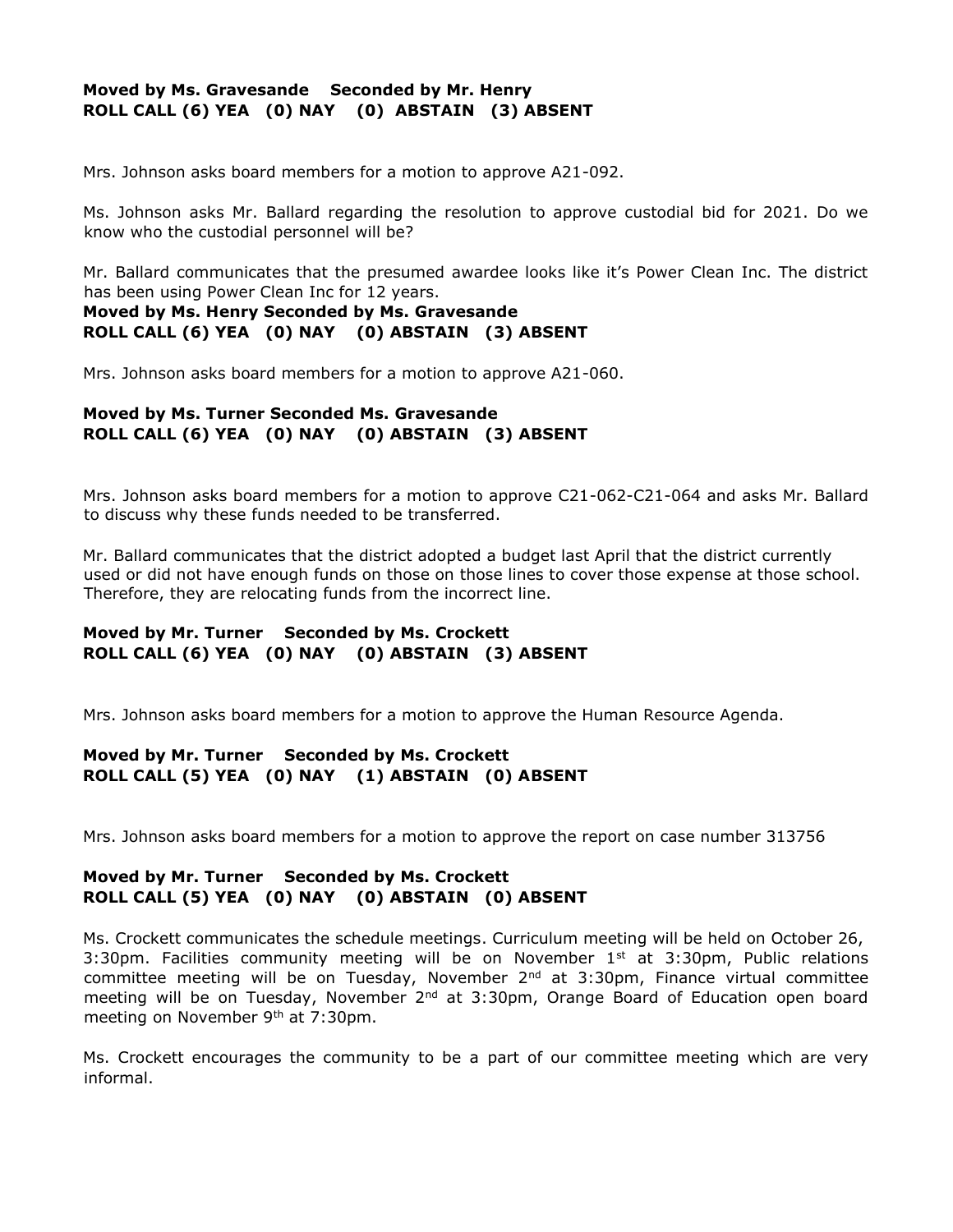**Moved by Ms. Gravesande Seconded by Mr. Henry**
**ROLL CALL (6) YEA (0) NAY (0) ABSTAIN (3) ABSENT**

Mrs. Johnson asks board members for a motion to approve A21-092.

Ms. Johnson asks Mr. Ballard regarding the resolution to approve custodial bid for 2021. Do we know who the custodial personnel will be?

Mr. Ballard communicates that the presumed awardee looks like it's Power Clean Inc. The district has been using Power Clean Inc for 12 years.

**Moved by Ms. Henry Seconded by Ms. Gravesande**
**ROLL CALL (6) YEA (0) NAY (0) ABSTAIN (3) ABSENT**

Mrs. Johnson asks board members for a motion to approve A21-060.

**Moved by Ms. Turner Seconded Ms. Gravesande**
**ROLL CALL (6) YEA (0) NAY (0) ABSTAIN (3) ABSENT**

Mrs. Johnson asks board members for a motion to approve C21-062-C21-064 and asks Mr. Ballard to discuss why these funds needed to be transferred.

Mr. Ballard communicates that the district adopted a budget last April that the district currently used or did not have enough funds on those on those lines to cover those expense at those school. Therefore, they are relocating funds from the incorrect line.

**Moved by Mr. Turner Seconded by Ms. Crockett**
**ROLL CALL (6) YEA (0) NAY (0) ABSTAIN (3) ABSENT**

Mrs. Johnson asks board members for a motion to approve the Human Resource Agenda.

**Moved by Mr. Turner Seconded by Ms. Crockett**
**ROLL CALL (5) YEA (0) NAY (1) ABSTAIN (0) ABSENT**

Mrs. Johnson asks board members for a motion to approve the report on case number 313756

**Moved by Mr. Turner Seconded by Ms. Crockett**
**ROLL CALL (5) YEA (0) NAY (0) ABSTAIN (0) ABSENT**

Ms. Crockett communicates the schedule meetings. Curriculum meeting will be held on October 26, 3:30pm. Facilities community meeting will be on November 1st at 3:30pm, Public relations committee meeting will be on Tuesday, November 2nd at 3:30pm, Finance virtual committee meeting will be on Tuesday, November 2nd at 3:30pm, Orange Board of Education open board meeting on November 9th at 7:30pm.

Ms. Crockett encourages the community to be a part of our committee meeting which are very informal.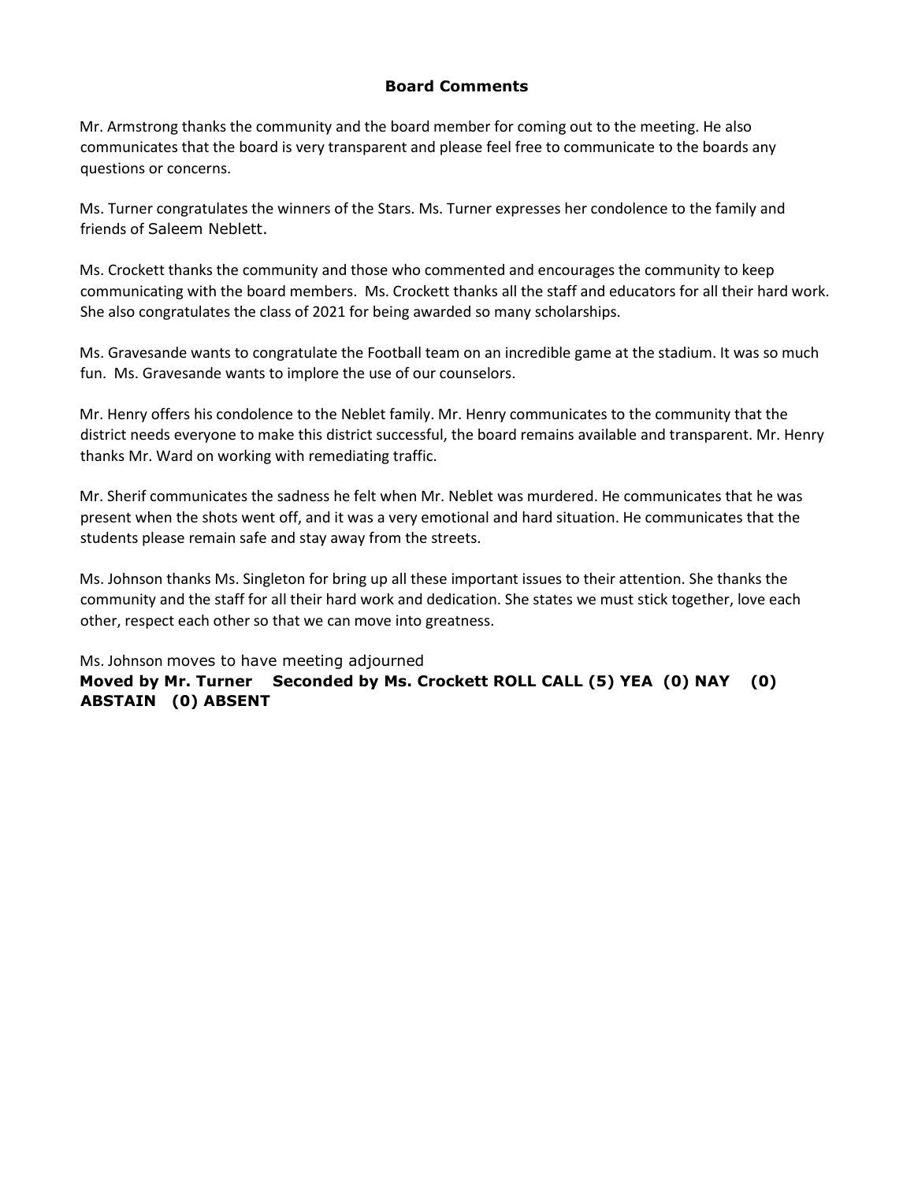## Board Comments

Mr. Armstrong thanks the community and the board member for coming out to the meeting. He also communicates that the board is very transparent and please feel free to communicate to the boards any questions or concerns.

Ms. Turner congratulates the winners of the Stars. Ms. Turner expresses her condolence to the family and friends of Saleem Neblett.

Ms. Crockett thanks the community and those who commented and encourages the community to keep communicating with the board members. Ms. Crockett thanks all the staff and educators for all their hard work. She also congratulates the class of 2021 for being awarded so many scholarships.

Ms. Gravesande wants to congratulate the Football team on an incredible game at the stadium. It was so much fun. Ms. Gravesande wants to implore the use of our counselors.

Mr. Henry offers his condolence to the Neblet family. Mr. Henry communicates to the community that the district needs everyone to make this district successful, the board remains available and transparent. Mr. Henry thanks Mr. Ward on working with remediating traffic.

Mr. Sherif communicates the sadness he felt when Mr. Neblet was murdered. He communicates that he was present when the shots went off, and it was a very emotional and hard situation. He communicates that the students please remain safe and stay away from the streets.

Ms. Johnson thanks Ms. Singleton for bring up all these important issues to their attention. She thanks the community and the staff for all their hard work and dedication. She states we must stick together, love each other, respect each other so that we can move into greatness.

Ms. Johnson moves to have meeting adjourned

**Moved by Mr. Turner Seconded by Ms. Crockett ROLL CALL (5) YEA (0) NAY (0) ABSTAIN (0) ABSENT**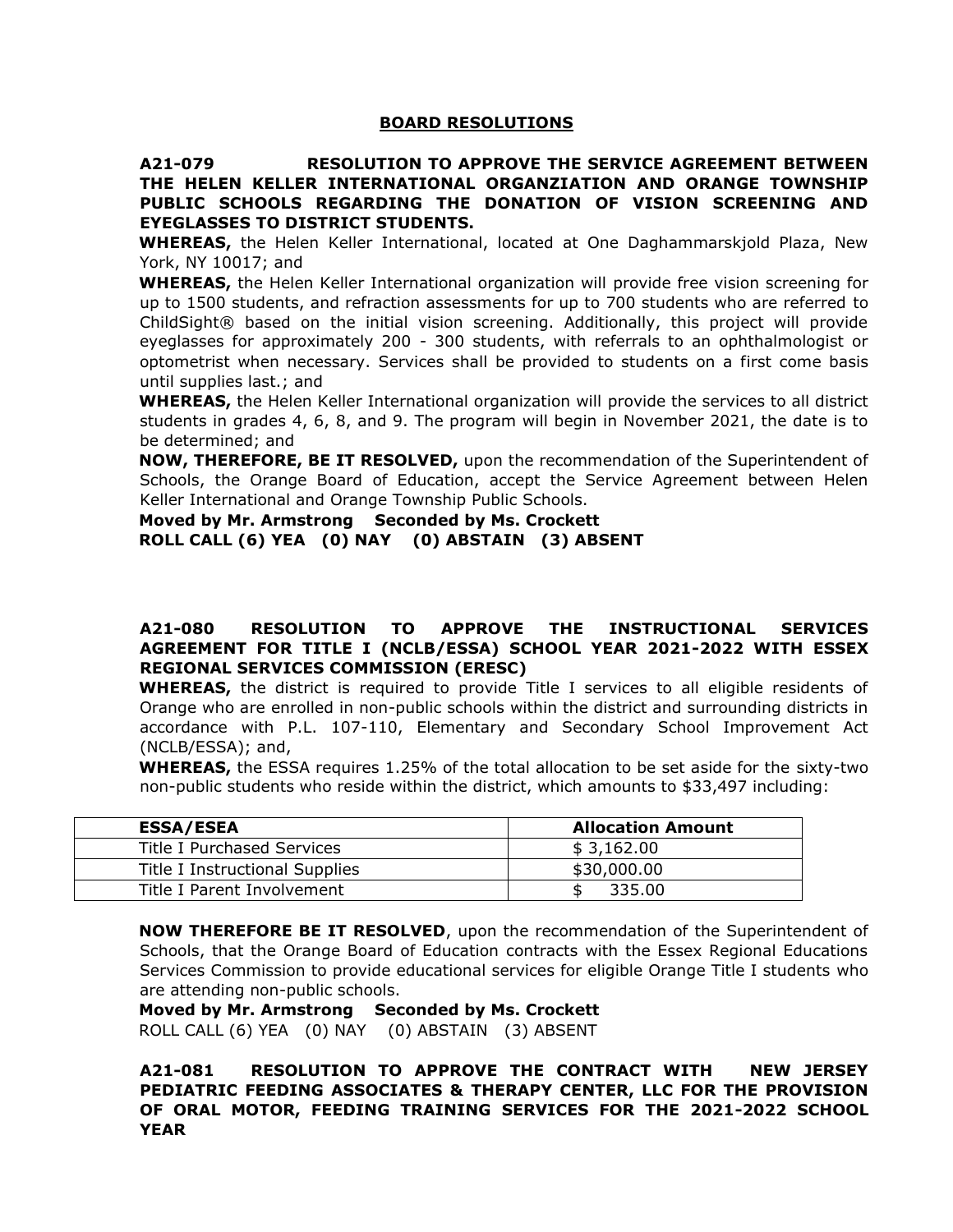## BOARD RESOLUTIONS

**A21-079 RESOLUTION TO APPROVE THE SERVICE AGREEMENT BETWEEN THE HELEN KELLER INTERNATIONAL ORGANZIATION AND ORANGE TOWNSHIP PUBLIC SCHOOLS REGARDING THE DONATION OF VISION SCREENING AND EYEGLASSES TO DISTRICT STUDENTS.**

**WHEREAS,** the Helen Keller International, located at One Daghammarskjold Plaza, New York, NY 10017; and

**WHEREAS,** the Helen Keller International organization will provide free vision screening for up to 1500 students, and refraction assessments for up to 700 students who are referred to ChildSight® based on the initial vision screening. Additionally, this project will provide eyeglasses for approximately 200 - 300 students, with referrals to an ophthalmologist or optometrist when necessary. Services shall be provided to students on a first come basis until supplies last.; and

**WHEREAS,** the Helen Keller International organization will provide the services to all district students in grades 4, 6, 8, and 9. The program will begin in November 2021, the date is to be determined; and

**NOW, THEREFORE, BE IT RESOLVED,** upon the recommendation of the Superintendent of Schools, the Orange Board of Education, accept the Service Agreement between Helen Keller International and Orange Township Public Schools.

**Moved by Mr. Armstrong Seconded by Ms. Crockett**
**ROLL CALL (6) YEA (0) NAY (0) ABSTAIN (3) ABSENT**

**A21-080 RESOLUTION TO APPROVE THE INSTRUCTIONAL SERVICES AGREEMENT FOR TITLE I (NCLB/ESSA) SCHOOL YEAR 2021-2022 WITH ESSEX REGIONAL SERVICES COMMISSION (ERESC)**

**WHEREAS,** the district is required to provide Title I services to all eligible residents of Orange who are enrolled in non-public schools within the district and surrounding districts in accordance with P.L. 107-110, Elementary and Secondary School Improvement Act (NCLB/ESSA); and,

**WHEREAS,** the ESSA requires 1.25% of the total allocation to be set aside for the sixty-two non-public students who reside within the district, which amounts to $33,497 including:

| ESSA/ESEA | Allocation Amount |
|---|---|
| Title I Purchased Services | $ 3,162.00 |
| Title I Instructional Supplies | $30,000.00 |
| Title I Parent Involvement | $ 335.00 |

**NOW THEREFORE BE IT RESOLVED**, upon the recommendation of the Superintendent of Schools, that the Orange Board of Education contracts with the Essex Regional Educations Services Commission to provide educational services for eligible Orange Title I students who are attending non-public schools.

**Moved by Mr. Armstrong Seconded by Ms. Crockett**
ROLL CALL (6) YEA (0) NAY (0) ABSTAIN (3) ABSENT

**A21-081 RESOLUTION TO APPROVE THE CONTRACT WITH NEW JERSEY PEDIATRIC FEEDING ASSOCIATES & THERAPY CENTER, LLC FOR THE PROVISION OF ORAL MOTOR, FEEDING TRAINING SERVICES FOR THE 2021-2022 SCHOOL YEAR**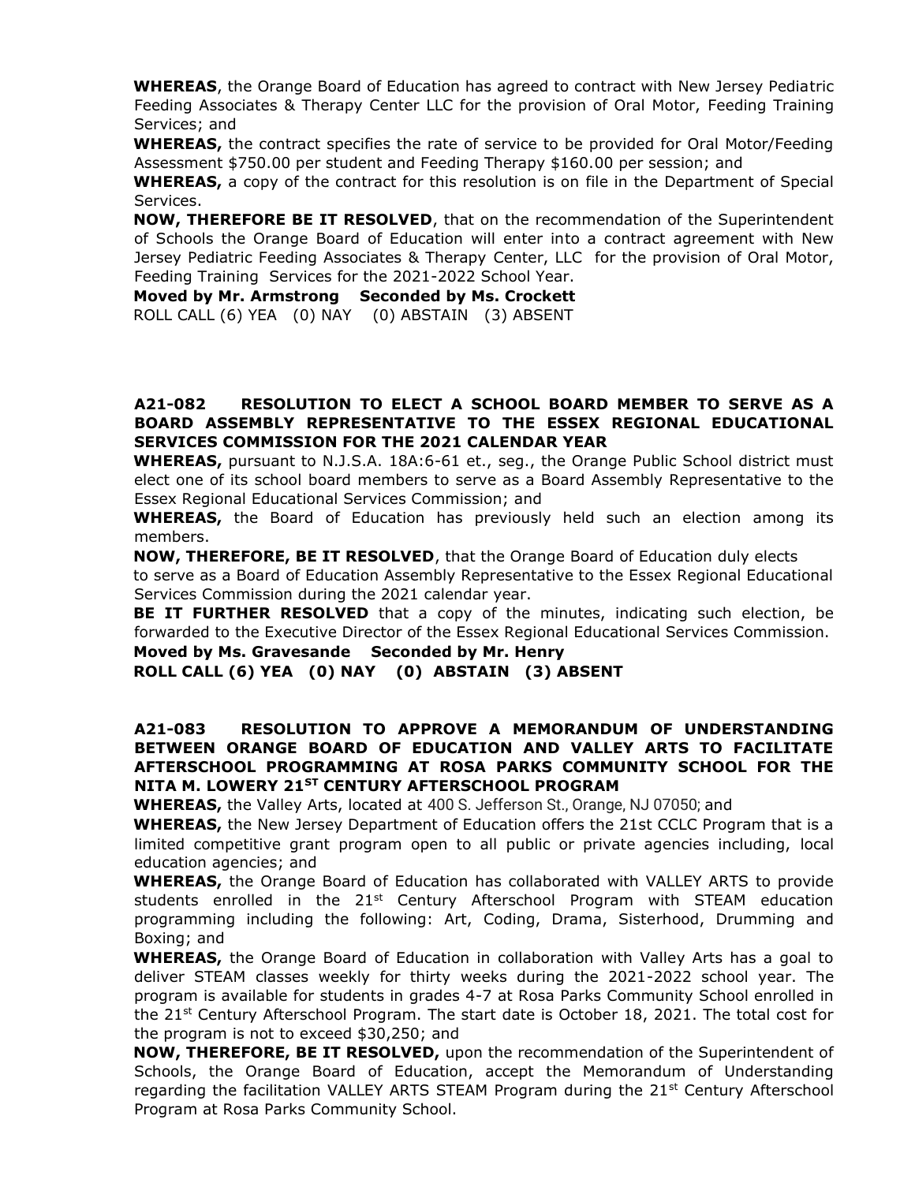**WHEREAS**, the Orange Board of Education has agreed to contract with New Jersey Pediatric Feeding Associates & Therapy Center LLC for the provision of Oral Motor, Feeding Training Services; and

**WHEREAS,** the contract specifies the rate of service to be provided for Oral Motor/Feeding Assessment $750.00 per student and Feeding Therapy $160.00 per session; and

**WHEREAS,** a copy of the contract for this resolution is on file in the Department of Special Services.

**NOW, THEREFORE BE IT RESOLVED**, that on the recommendation of the Superintendent of Schools the Orange Board of Education will enter into a contract agreement with New Jersey Pediatric Feeding Associates & Therapy Center, LLC for the provision of Oral Motor, Feeding Training Services for the 2021-2022 School Year.

**Moved by Mr. Armstrong Seconded by Ms. Crockett**

ROLL CALL (6) YEA (0) NAY (0) ABSTAIN (3) ABSENT

**A21-082 RESOLUTION TO ELECT A SCHOOL BOARD MEMBER TO SERVE AS A BOARD ASSEMBLY REPRESENTATIVE TO THE ESSEX REGIONAL EDUCATIONAL SERVICES COMMISSION FOR THE 2021 CALENDAR YEAR**

**WHEREAS,** pursuant to N.J.S.A. 18A:6-61 et., seg., the Orange Public School district must elect one of its school board members to serve as a Board Assembly Representative to the Essex Regional Educational Services Commission; and

**WHEREAS,** the Board of Education has previously held such an election among its members.

**NOW, THEREFORE, BE IT RESOLVED**, that the Orange Board of Education duly elects to serve as a Board of Education Assembly Representative to the Essex Regional Educational Services Commission during the 2021 calendar year.

**BE IT FURTHER RESOLVED** that a copy of the minutes, indicating such election, be forwarded to the Executive Director of the Essex Regional Educational Services Commission.

**Moved by Ms. Gravesande Seconded by Mr. Henry**

**ROLL CALL (6) YEA (0) NAY (0) ABSTAIN (3) ABSENT**

**A21-083 RESOLUTION TO APPROVE A MEMORANDUM OF UNDERSTANDING BETWEEN ORANGE BOARD OF EDUCATION AND VALLEY ARTS TO FACILITATE AFTERSCHOOL PROGRAMMING AT ROSA PARKS COMMUNITY SCHOOL FOR THE NITA M. LOWERY 21ST CENTURY AFTERSCHOOL PROGRAM**

**WHEREAS,** the Valley Arts, located at 400 S. Jefferson St., Orange, NJ 07050; and

**WHEREAS,** the New Jersey Department of Education offers the 21st CCLC Program that is a limited competitive grant program open to all public or private agencies including, local education agencies; and

**WHEREAS,** the Orange Board of Education has collaborated with VALLEY ARTS to provide students enrolled in the 21st Century Afterschool Program with STEAM education programming including the following: Art, Coding, Drama, Sisterhood, Drumming and Boxing; and

**WHEREAS,** the Orange Board of Education in collaboration with Valley Arts has a goal to deliver STEAM classes weekly for thirty weeks during the 2021-2022 school year. The program is available for students in grades 4-7 at Rosa Parks Community School enrolled in the 21st Century Afterschool Program. The start date is October 18, 2021. The total cost for the program is not to exceed $30,250; and

**NOW, THEREFORE, BE IT RESOLVED,** upon the recommendation of the Superintendent of Schools, the Orange Board of Education, accept the Memorandum of Understanding regarding the facilitation VALLEY ARTS STEAM Program during the 21st Century Afterschool Program at Rosa Parks Community School.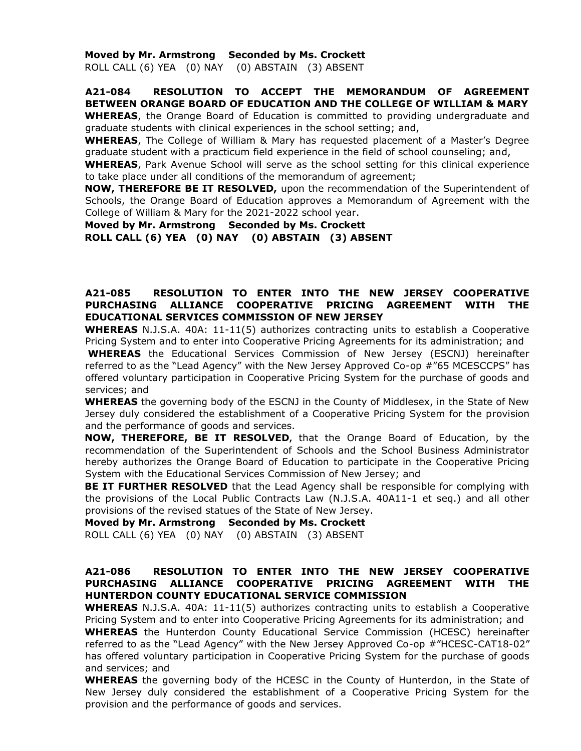**Moved by Mr. Armstrong Seconded by Ms. Crockett**
ROLL CALL (6) YEA (0) NAY (0) ABSTAIN (3) ABSENT

**A21-084 RESOLUTION TO ACCEPT THE MEMORANDUM OF AGREEMENT BETWEEN ORANGE BOARD OF EDUCATION AND THE COLLEGE OF WILLIAM & MARY**

**WHEREAS**, the Orange Board of Education is committed to providing undergraduate and graduate students with clinical experiences in the school setting; and,

**WHEREAS**, The College of William & Mary has requested placement of a Master's Degree graduate student with a practicum field experience in the field of school counseling; and,

**WHEREAS**, Park Avenue School will serve as the school setting for this clinical experience to take place under all conditions of the memorandum of agreement;

**NOW, THEREFORE BE IT RESOLVED,** upon the recommendation of the Superintendent of Schools, the Orange Board of Education approves a Memorandum of Agreement with the College of William & Mary for the 2021-2022 school year.

**Moved by Mr. Armstrong Seconded by Ms. Crockett**
**ROLL CALL (6) YEA (0) NAY (0) ABSTAIN (3) ABSENT**

**A21-085 RESOLUTION TO ENTER INTO THE NEW JERSEY COOPERATIVE PURCHASING ALLIANCE COOPERATIVE PRICING AGREEMENT WITH THE EDUCATIONAL SERVICES COMMISSION OF NEW JERSEY**

**WHEREAS** N.J.S.A. 40A: 11-11(5) authorizes contracting units to establish a Cooperative Pricing System and to enter into Cooperative Pricing Agreements for its administration; and

**WHEREAS** the Educational Services Commission of New Jersey (ESCNJ) hereinafter referred to as the "Lead Agency" with the New Jersey Approved Co-op #"65 MCESCCPS" has offered voluntary participation in Cooperative Pricing System for the purchase of goods and services; and

**WHEREAS** the governing body of the ESCNJ in the County of Middlesex, in the State of New Jersey duly considered the establishment of a Cooperative Pricing System for the provision and the performance of goods and services.

**NOW, THEREFORE, BE IT RESOLVED**, that the Orange Board of Education, by the recommendation of the Superintendent of Schools and the School Business Administrator hereby authorizes the Orange Board of Education to participate in the Cooperative Pricing System with the Educational Services Commission of New Jersey; and

**BE IT FURTHER RESOLVED** that the Lead Agency shall be responsible for complying with the provisions of the Local Public Contracts Law (N.J.S.A. 40A11-1 et seq.) and all other provisions of the revised statues of the State of New Jersey.

**Moved by Mr. Armstrong Seconded by Ms. Crockett**
ROLL CALL (6) YEA (0) NAY (0) ABSTAIN (3) ABSENT

**A21-086 RESOLUTION TO ENTER INTO THE NEW JERSEY COOPERATIVE PURCHASING ALLIANCE COOPERATIVE PRICING AGREEMENT WITH THE HUNTERDON COUNTY EDUCATIONAL SERVICE COMMISSION**

**WHEREAS** N.J.S.A. 40A: 11-11(5) authorizes contracting units to establish a Cooperative Pricing System and to enter into Cooperative Pricing Agreements for its administration; and

**WHEREAS** the Hunterdon County Educational Service Commission (HCESC) hereinafter referred to as the "Lead Agency" with the New Jersey Approved Co-op #"HCESC-CAT18-02" has offered voluntary participation in Cooperative Pricing System for the purchase of goods and services; and

**WHEREAS** the governing body of the HCESC in the County of Hunterdon, in the State of New Jersey duly considered the establishment of a Cooperative Pricing System for the provision and the performance of goods and services.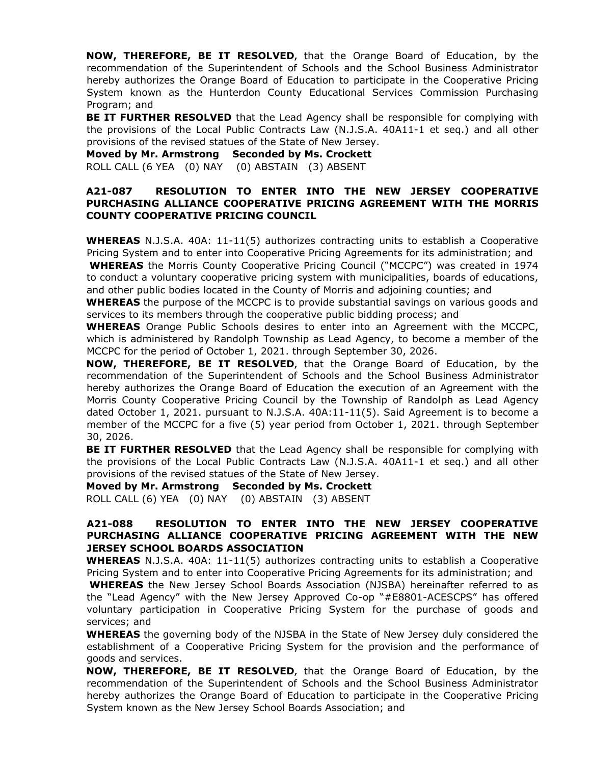**NOW, THEREFORE, BE IT RESOLVED**, that the Orange Board of Education, by the recommendation of the Superintendent of Schools and the School Business Administrator hereby authorizes the Orange Board of Education to participate in the Cooperative Pricing System known as the Hunterdon County Educational Services Commission Purchasing Program; and

**BE IT FURTHER RESOLVED** that the Lead Agency shall be responsible for complying with the provisions of the Local Public Contracts Law (N.J.S.A. 40A11-1 et seq.) and all other provisions of the revised statues of the State of New Jersey.

**Moved by Mr. Armstrong Seconded by Ms. Crockett**

ROLL CALL (6 YEA (0) NAY (0) ABSTAIN (3) ABSENT

### A21-087 RESOLUTION TO ENTER INTO THE NEW JERSEY COOPERATIVE PURCHASING ALLIANCE COOPERATIVE PRICING AGREEMENT WITH THE MORRIS COUNTY COOPERATIVE PRICING COUNCIL

**WHEREAS** N.J.S.A. 40A: 11-11(5) authorizes contracting units to establish a Cooperative Pricing System and to enter into Cooperative Pricing Agreements for its administration; and

**WHEREAS** the Morris County Cooperative Pricing Council ("MCCPC") was created in 1974 to conduct a voluntary cooperative pricing system with municipalities, boards of educations, and other public bodies located in the County of Morris and adjoining counties; and

**WHEREAS** the purpose of the MCCPC is to provide substantial savings on various goods and services to its members through the cooperative public bidding process; and

**WHEREAS** Orange Public Schools desires to enter into an Agreement with the MCCPC, which is administered by Randolph Township as Lead Agency, to become a member of the MCCPC for the period of October 1, 2021. through September 30, 2026.

**NOW, THEREFORE, BE IT RESOLVED**, that the Orange Board of Education, by the recommendation of the Superintendent of Schools and the School Business Administrator hereby authorizes the Orange Board of Education the execution of an Agreement with the Morris County Cooperative Pricing Council by the Township of Randolph as Lead Agency dated October 1, 2021. pursuant to N.J.S.A. 40A:11-11(5). Said Agreement is to become a member of the MCCPC for a five (5) year period from October 1, 2021. through September 30, 2026.

**BE IT FURTHER RESOLVED** that the Lead Agency shall be responsible for complying with the provisions of the Local Public Contracts Law (N.J.S.A. 40A11-1 et seq.) and all other provisions of the revised statues of the State of New Jersey.

**Moved by Mr. Armstrong Seconded by Ms. Crockett**

ROLL CALL (6) YEA (0) NAY (0) ABSTAIN (3) ABSENT

### A21-088 RESOLUTION TO ENTER INTO THE NEW JERSEY COOPERATIVE PURCHASING ALLIANCE COOPERATIVE PRICING AGREEMENT WITH THE NEW JERSEY SCHOOL BOARDS ASSOCIATION

**WHEREAS** N.J.S.A. 40A: 11-11(5) authorizes contracting units to establish a Cooperative Pricing System and to enter into Cooperative Pricing Agreements for its administration; and

**WHEREAS** the New Jersey School Boards Association (NJSBA) hereinafter referred to as the "Lead Agency" with the New Jersey Approved Co-op "#E8801-ACESCPS" has offered voluntary participation in Cooperative Pricing System for the purchase of goods and services; and

**WHEREAS** the governing body of the NJSBA in the State of New Jersey duly considered the establishment of a Cooperative Pricing System for the provision and the performance of goods and services.

**NOW, THEREFORE, BE IT RESOLVED**, that the Orange Board of Education, by the recommendation of the Superintendent of Schools and the School Business Administrator hereby authorizes the Orange Board of Education to participate in the Cooperative Pricing System known as the New Jersey School Boards Association; and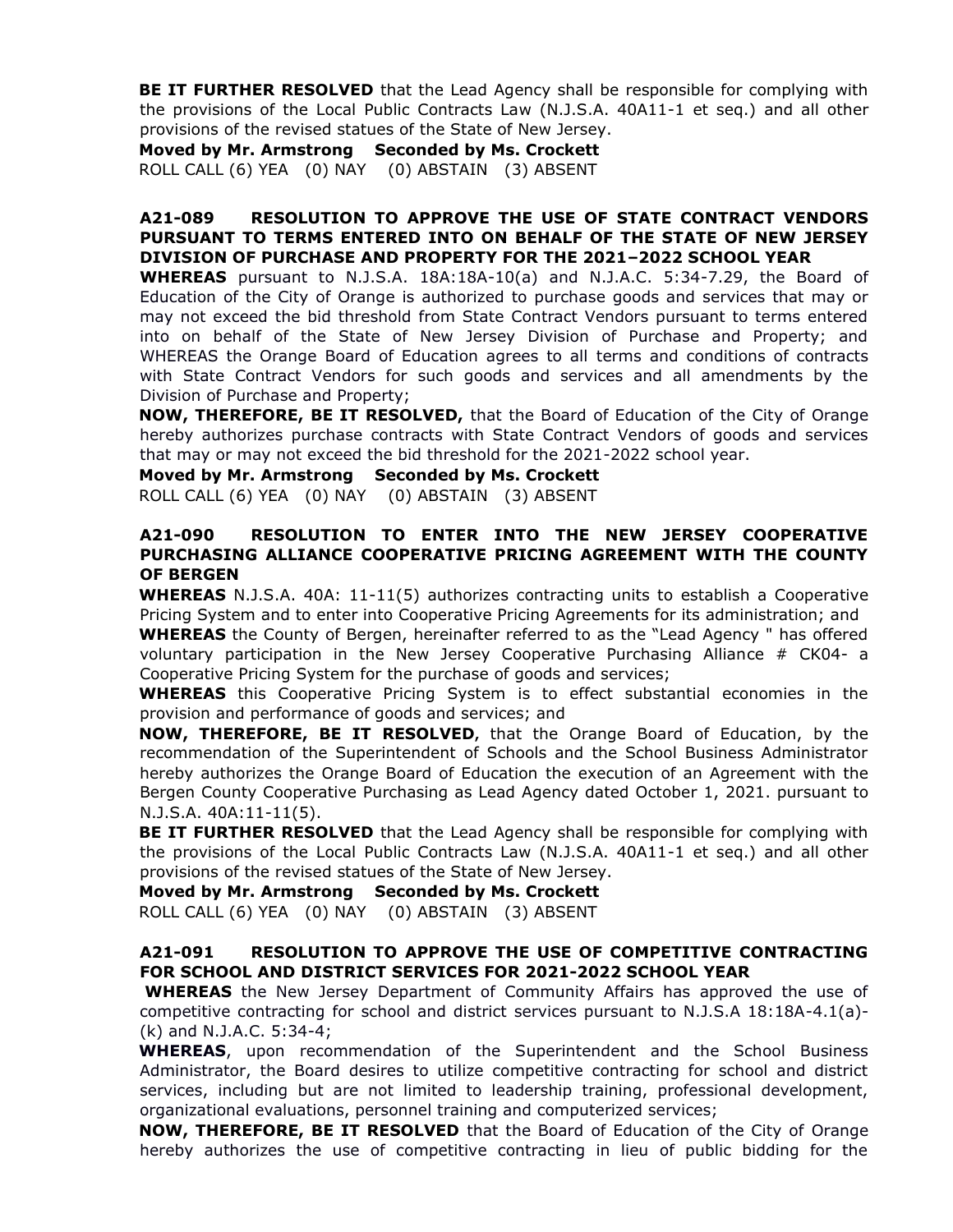**BE IT FURTHER RESOLVED** that the Lead Agency shall be responsible for complying with the provisions of the Local Public Contracts Law (N.J.S.A. 40A11-1 et seq.) and all other provisions of the revised statues of the State of New Jersey.

**Moved by Mr. Armstrong Seconded by Ms. Crockett**
ROLL CALL (6) YEA (0) NAY (0) ABSTAIN (3) ABSENT

### A21-089 RESOLUTION TO APPROVE THE USE OF STATE CONTRACT VENDORS PURSUANT TO TERMS ENTERED INTO ON BEHALF OF THE STATE OF NEW JERSEY DIVISION OF PURCHASE AND PROPERTY FOR THE 2021–2022 SCHOOL YEAR

**WHEREAS** pursuant to N.J.S.A. 18A:18A-10(a) and N.J.A.C. 5:34-7.29, the Board of Education of the City of Orange is authorized to purchase goods and services that may or may not exceed the bid threshold from State Contract Vendors pursuant to terms entered into on behalf of the State of New Jersey Division of Purchase and Property; and WHEREAS the Orange Board of Education agrees to all terms and conditions of contracts with State Contract Vendors for such goods and services and all amendments by the Division of Purchase and Property;

**NOW, THEREFORE, BE IT RESOLVED,** that the Board of Education of the City of Orange hereby authorizes purchase contracts with State Contract Vendors of goods and services that may or may not exceed the bid threshold for the 2021-2022 school year.

**Moved by Mr. Armstrong Seconded by Ms. Crockett**
ROLL CALL (6) YEA (0) NAY (0) ABSTAIN (3) ABSENT

### A21-090 RESOLUTION TO ENTER INTO THE NEW JERSEY COOPERATIVE PURCHASING ALLIANCE COOPERATIVE PRICING AGREEMENT WITH THE COUNTY OF BERGEN

**WHEREAS** N.J.S.A. 40A: 11-11(5) authorizes contracting units to establish a Cooperative Pricing System and to enter into Cooperative Pricing Agreements for its administration; and

**WHEREAS** the County of Bergen, hereinafter referred to as the "Lead Agency " has offered voluntary participation in the New Jersey Cooperative Purchasing Alliance # CK04- a Cooperative Pricing System for the purchase of goods and services;

**WHEREAS** this Cooperative Pricing System is to effect substantial economies in the provision and performance of goods and services; and

**NOW, THEREFORE, BE IT RESOLVED**, that the Orange Board of Education, by the recommendation of the Superintendent of Schools and the School Business Administrator hereby authorizes the Orange Board of Education the execution of an Agreement with the Bergen County Cooperative Purchasing as Lead Agency dated October 1, 2021. pursuant to N.J.S.A. 40A:11-11(5).

**BE IT FURTHER RESOLVED** that the Lead Agency shall be responsible for complying with the provisions of the Local Public Contracts Law (N.J.S.A. 40A11-1 et seq.) and all other provisions of the revised statues of the State of New Jersey.

**Moved by Mr. Armstrong Seconded by Ms. Crockett**
ROLL CALL (6) YEA (0) NAY (0) ABSTAIN (3) ABSENT

### A21-091 RESOLUTION TO APPROVE THE USE OF COMPETITIVE CONTRACTING FOR SCHOOL AND DISTRICT SERVICES FOR 2021-2022 SCHOOL YEAR

**WHEREAS** the New Jersey Department of Community Affairs has approved the use of competitive contracting for school and district services pursuant to N.J.S.A 18:18A-4.1(a)-(k) and N.J.A.C. 5:34-4;

**WHEREAS**, upon recommendation of the Superintendent and the School Business Administrator, the Board desires to utilize competitive contracting for school and district services, including but are not limited to leadership training, professional development, organizational evaluations, personnel training and computerized services;

**NOW, THEREFORE, BE IT RESOLVED** that the Board of Education of the City of Orange hereby authorizes the use of competitive contracting in lieu of public bidding for the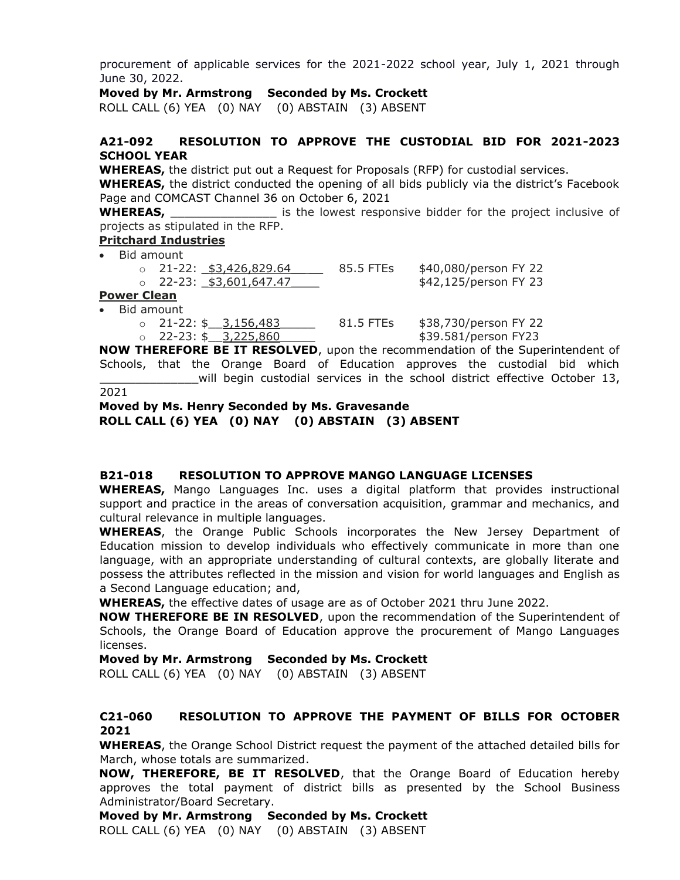procurement of applicable services for the 2021-2022 school year, July 1, 2021 through June 30, 2022.

**Moved by Mr. Armstrong Seconded by Ms. Crockett**
ROLL CALL (6) YEA (0) NAY (0) ABSTAIN (3) ABSENT

**A21-092 RESOLUTION TO APPROVE THE CUSTODIAL BID FOR 2021-2023 SCHOOL YEAR**

**WHEREAS,** the district put out a Request for Proposals (RFP) for custodial services.
**WHEREAS,** the district conducted the opening of all bids publicly via the district's Facebook Page and COMCAST Channel 36 on October 6, 2021
**WHEREAS,** _______________ is the lowest responsive bidder for the project inclusive of projects as stipulated in the RFP.

**Pritchard Industries**

- Bid amount
  - 21-22: $3,426,829.64 85.5 FTEs $40,080/person FY 22
  - 22-23: $3,601,647.47 $42,125/person FY 23

**Power Clean**

- Bid amount
  - 21-22: $ 3,156,483 81.5 FTEs $38,730/person FY 22
  - 22-23: $ 3,225,860 $39.581/person FY23

**NOW THEREFORE BE IT RESOLVED**, upon the recommendation of the Superintendent of Schools, that the Orange Board of Education approves the custodial bid which ______________will begin custodial services in the school district effective October 13, 2021

**Moved by Ms. Henry Seconded by Ms. Gravesande**
**ROLL CALL (6) YEA (0) NAY (0) ABSTAIN (3) ABSENT**

**B21-018 RESOLUTION TO APPROVE MANGO LANGUAGE LICENSES**

**WHEREAS,** Mango Languages Inc. uses a digital platform that provides instructional support and practice in the areas of conversation acquisition, grammar and mechanics, and cultural relevance in multiple languages.
**WHEREAS**, the Orange Public Schools incorporates the New Jersey Department of Education mission to develop individuals who effectively communicate in more than one language, with an appropriate understanding of cultural contexts, are globally literate and possess the attributes reflected in the mission and vision for world languages and English as a Second Language education; and,
**WHEREAS,** the effective dates of usage are as of October 2021 thru June 2022.
**NOW THEREFORE BE IN RESOLVED**, upon the recommendation of the Superintendent of Schools, the Orange Board of Education approve the procurement of Mango Languages licenses.

**Moved by Mr. Armstrong Seconded by Ms. Crockett**
ROLL CALL (6) YEA (0) NAY (0) ABSTAIN (3) ABSENT

**C21-060 RESOLUTION TO APPROVE THE PAYMENT OF BILLS FOR OCTOBER 2021**

**WHEREAS**, the Orange School District request the payment of the attached detailed bills for March, whose totals are summarized.
**NOW, THEREFORE, BE IT RESOLVED**, that the Orange Board of Education hereby approves the total payment of district bills as presented by the School Business Administrator/Board Secretary.

**Moved by Mr. Armstrong Seconded by Ms. Crockett**
ROLL CALL (6) YEA (0) NAY (0) ABSTAIN (3) ABSENT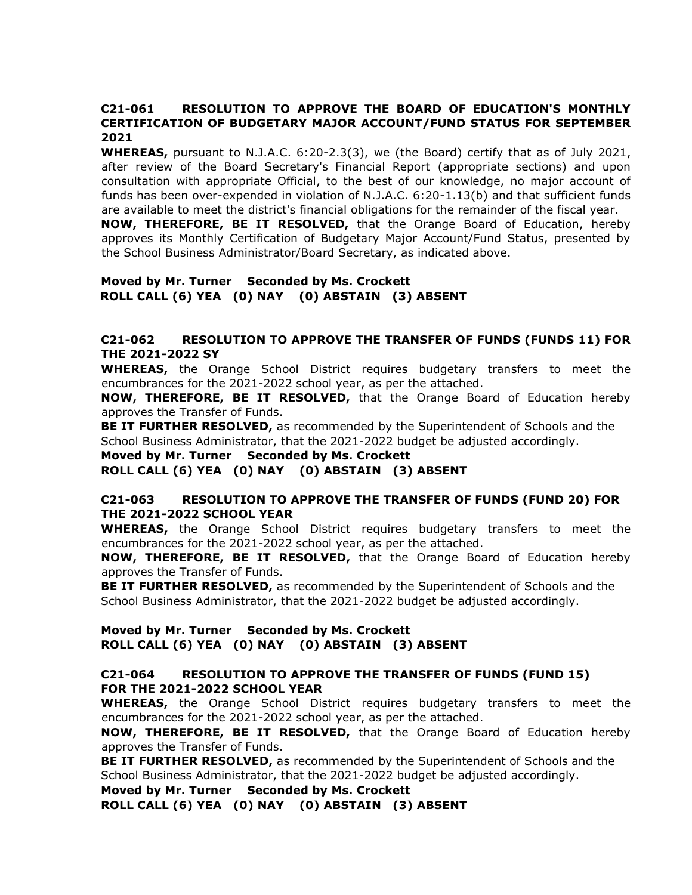**C21-061 RESOLUTION TO APPROVE THE BOARD OF EDUCATION'S MONTHLY CERTIFICATION OF BUDGETARY MAJOR ACCOUNT/FUND STATUS FOR SEPTEMBER 2021**

**WHEREAS,** pursuant to N.J.A.C. 6:20-2.3(3), we (the Board) certify that as of July 2021, after review of the Board Secretary's Financial Report (appropriate sections) and upon consultation with appropriate Official, to the best of our knowledge, no major account of funds has been over-expended in violation of N.J.A.C. 6:20-1.13(b) and that sufficient funds are available to meet the district's financial obligations for the remainder of the fiscal year.

**NOW, THEREFORE, BE IT RESOLVED,** that the Orange Board of Education, hereby approves its Monthly Certification of Budgetary Major Account/Fund Status, presented by the School Business Administrator/Board Secretary, as indicated above.

**Moved by Mr. Turner Seconded by Ms. Crockett**
**ROLL CALL (6) YEA (0) NAY (0) ABSTAIN (3) ABSENT**

**C21-062 RESOLUTION TO APPROVE THE TRANSFER OF FUNDS (FUNDS 11) FOR THE 2021-2022 SY**

**WHEREAS,** the Orange School District requires budgetary transfers to meet the encumbrances for the 2021-2022 school year, as per the attached.

**NOW, THEREFORE, BE IT RESOLVED,** that the Orange Board of Education hereby approves the Transfer of Funds.

**BE IT FURTHER RESOLVED,** as recommended by the Superintendent of Schools and the School Business Administrator, that the 2021-2022 budget be adjusted accordingly.

**Moved by Mr. Turner Seconded by Ms. Crockett**
**ROLL CALL (6) YEA (0) NAY (0) ABSTAIN (3) ABSENT**

**C21-063 RESOLUTION TO APPROVE THE TRANSFER OF FUNDS (FUND 20) FOR THE 2021-2022 SCHOOL YEAR**

**WHEREAS,** the Orange School District requires budgetary transfers to meet the encumbrances for the 2021-2022 school year, as per the attached.

**NOW, THEREFORE, BE IT RESOLVED,** that the Orange Board of Education hereby approves the Transfer of Funds.

**BE IT FURTHER RESOLVED,** as recommended by the Superintendent of Schools and the School Business Administrator, that the 2021-2022 budget be adjusted accordingly.

**Moved by Mr. Turner Seconded by Ms. Crockett**
**ROLL CALL (6) YEA (0) NAY (0) ABSTAIN (3) ABSENT**

**C21-064 RESOLUTION TO APPROVE THE TRANSFER OF FUNDS (FUND 15) FOR THE 2021-2022 SCHOOL YEAR**

**WHEREAS,** the Orange School District requires budgetary transfers to meet the encumbrances for the 2021-2022 school year, as per the attached.

**NOW, THEREFORE, BE IT RESOLVED,** that the Orange Board of Education hereby approves the Transfer of Funds.

**BE IT FURTHER RESOLVED,** as recommended by the Superintendent of Schools and the School Business Administrator, that the 2021-2022 budget be adjusted accordingly.

**Moved by Mr. Turner Seconded by Ms. Crockett**
**ROLL CALL (6) YEA (0) NAY (0) ABSTAIN (3) ABSENT**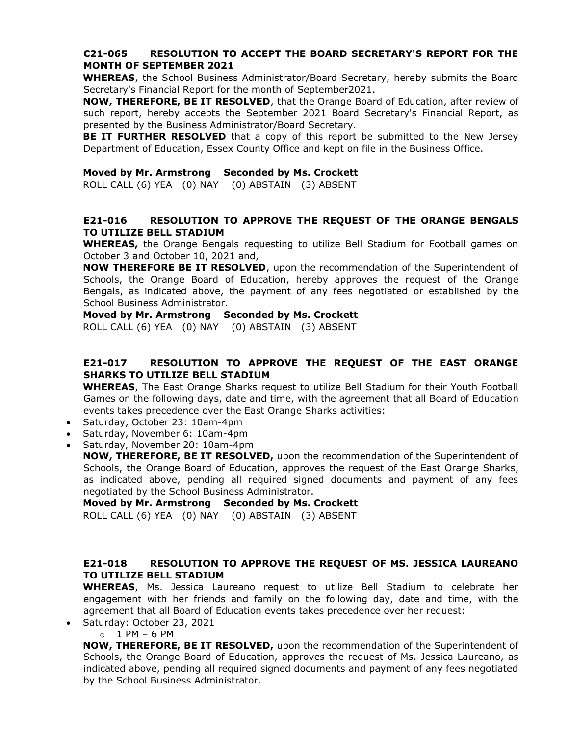**C21-065 RESOLUTION TO ACCEPT THE BOARD SECRETARY'S REPORT FOR THE MONTH OF SEPTEMBER 2021**

**WHEREAS**, the School Business Administrator/Board Secretary, hereby submits the Board Secretary's Financial Report for the month of September2021.

**NOW, THEREFORE, BE IT RESOLVED**, that the Orange Board of Education, after review of such report, hereby accepts the September 2021 Board Secretary's Financial Report, as presented by the Business Administrator/Board Secretary.

**BE IT FURTHER RESOLVED** that a copy of this report be submitted to the New Jersey Department of Education, Essex County Office and kept on file in the Business Office.

**Moved by Mr. Armstrong Seconded by Ms. Crockett**

ROLL CALL (6) YEA (0) NAY (0) ABSTAIN (3) ABSENT

**E21-016 RESOLUTION TO APPROVE THE REQUEST OF THE ORANGE BENGALS TO UTILIZE BELL STADIUM**

**WHEREAS,** the Orange Bengals requesting to utilize Bell Stadium for Football games on October 3 and October 10, 2021 and,

**NOW THEREFORE BE IT RESOLVED**, upon the recommendation of the Superintendent of Schools, the Orange Board of Education, hereby approves the request of the Orange Bengals, as indicated above, the payment of any fees negotiated or established by the School Business Administrator.

**Moved by Mr. Armstrong Seconded by Ms. Crockett**

ROLL CALL (6) YEA (0) NAY (0) ABSTAIN (3) ABSENT

**E21-017 RESOLUTION TO APPROVE THE REQUEST OF THE EAST ORANGE SHARKS TO UTILIZE BELL STADIUM**

**WHEREAS**, The East Orange Sharks request to utilize Bell Stadium for their Youth Football Games on the following days, date and time, with the agreement that all Board of Education events takes precedence over the East Orange Sharks activities:

- Saturday, October 23: 10am-4pm
- Saturday, November 6: 10am-4pm
- Saturday, November 20: 10am-4pm

**NOW, THEREFORE, BE IT RESOLVED,** upon the recommendation of the Superintendent of Schools, the Orange Board of Education, approves the request of the East Orange Sharks, as indicated above, pending all required signed documents and payment of any fees negotiated by the School Business Administrator.

**Moved by Mr. Armstrong Seconded by Ms. Crockett**

ROLL CALL (6) YEA (0) NAY (0) ABSTAIN (3) ABSENT

**E21-018 RESOLUTION TO APPROVE THE REQUEST OF MS. JESSICA LAUREANO TO UTILIZE BELL STADIUM**

**WHEREAS**, Ms. Jessica Laureano request to utilize Bell Stadium to celebrate her engagement with her friends and family on the following day, date and time, with the agreement that all Board of Education events takes precedence over her request:

- Saturday: October 23, 2021
  - 1 PM – 6 PM

**NOW, THEREFORE, BE IT RESOLVED,** upon the recommendation of the Superintendent of Schools, the Orange Board of Education, approves the request of Ms. Jessica Laureano, as indicated above, pending all required signed documents and payment of any fees negotiated by the School Business Administrator.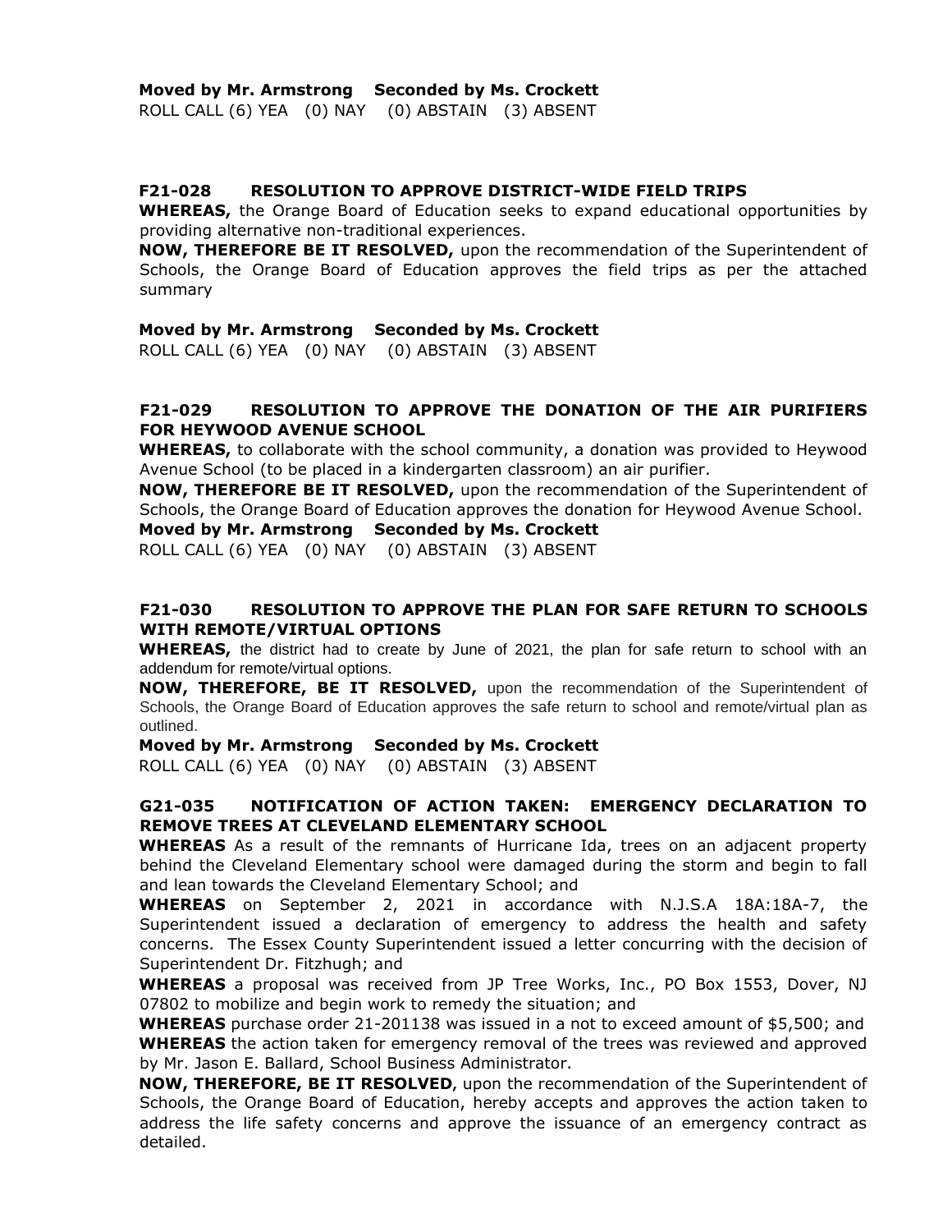**Moved by Mr. Armstrong Seconded by Ms. Crockett**
ROLL CALL (6) YEA (0) NAY (0) ABSTAIN (3) ABSENT

### F21-028 RESOLUTION TO APPROVE DISTRICT-WIDE FIELD TRIPS

**WHEREAS,** the Orange Board of Education seeks to expand educational opportunities by providing alternative non-traditional experiences.

**NOW, THEREFORE BE IT RESOLVED,** upon the recommendation of the Superintendent of Schools, the Orange Board of Education approves the field trips as per the attached summary

**Moved by Mr. Armstrong Seconded by Ms. Crockett**
ROLL CALL (6) YEA (0) NAY (0) ABSTAIN (3) ABSENT

### F21-029 RESOLUTION TO APPROVE THE DONATION OF THE AIR PURIFIERS FOR HEYWOOD AVENUE SCHOOL

**WHEREAS,** to collaborate with the school community, a donation was provided to Heywood Avenue School (to be placed in a kindergarten classroom) an air purifier.

**NOW, THEREFORE BE IT RESOLVED,** upon the recommendation of the Superintendent of Schools, the Orange Board of Education approves the donation for Heywood Avenue School.

**Moved by Mr. Armstrong Seconded by Ms. Crockett**
ROLL CALL (6) YEA (0) NAY (0) ABSTAIN (3) ABSENT

### F21-030 RESOLUTION TO APPROVE THE PLAN FOR SAFE RETURN TO SCHOOLS WITH REMOTE/VIRTUAL OPTIONS

**WHEREAS,** the district had to create by June of 2021, the plan for safe return to school with an addendum for remote/virtual options.

**NOW, THEREFORE, BE IT RESOLVED,** upon the recommendation of the Superintendent of Schools, the Orange Board of Education approves the safe return to school and remote/virtual plan as outlined.

**Moved by Mr. Armstrong Seconded by Ms. Crockett**
ROLL CALL (6) YEA (0) NAY (0) ABSTAIN (3) ABSENT

### G21-035 NOTIFICATION OF ACTION TAKEN: EMERGENCY DECLARATION TO REMOVE TREES AT CLEVELAND ELEMENTARY SCHOOL

**WHEREAS** As a result of the remnants of Hurricane Ida, trees on an adjacent property behind the Cleveland Elementary school were damaged during the storm and begin to fall and lean towards the Cleveland Elementary School; and

**WHEREAS** on September 2, 2021 in accordance with N.J.S.A 18A:18A-7, the Superintendent issued a declaration of emergency to address the health and safety concerns. The Essex County Superintendent issued a letter concurring with the decision of Superintendent Dr. Fitzhugh; and

**WHEREAS** a proposal was received from JP Tree Works, Inc., PO Box 1553, Dover, NJ 07802 to mobilize and begin work to remedy the situation; and

**WHEREAS** purchase order 21-201138 was issued in a not to exceed amount of $5,500; and

**WHEREAS** the action taken for emergency removal of the trees was reviewed and approved by Mr. Jason E. Ballard, School Business Administrator.

**NOW, THEREFORE, BE IT RESOLVED**, upon the recommendation of the Superintendent of Schools, the Orange Board of Education, hereby accepts and approves the action taken to address the life safety concerns and approve the issuance of an emergency contract as detailed.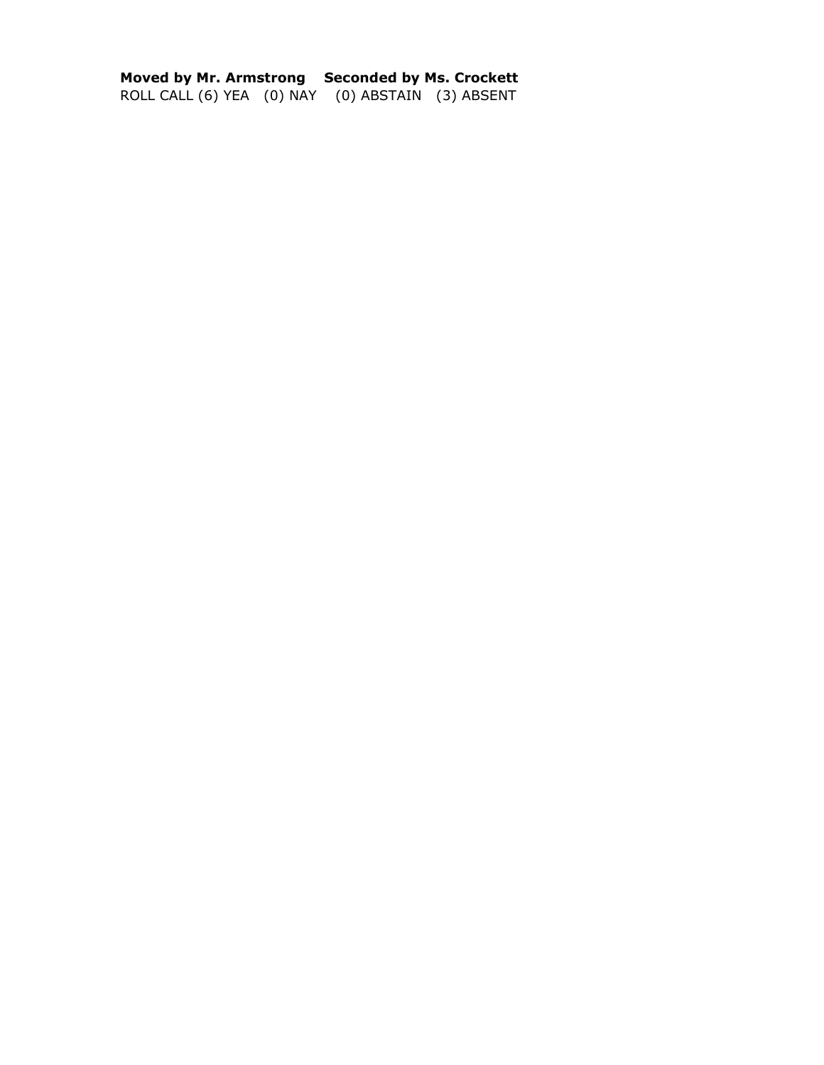**Moved by Mr. Armstrong Seconded by Ms. Crockett**
ROLL CALL (6) YEA (0) NAY (0) ABSTAIN (3) ABSENT